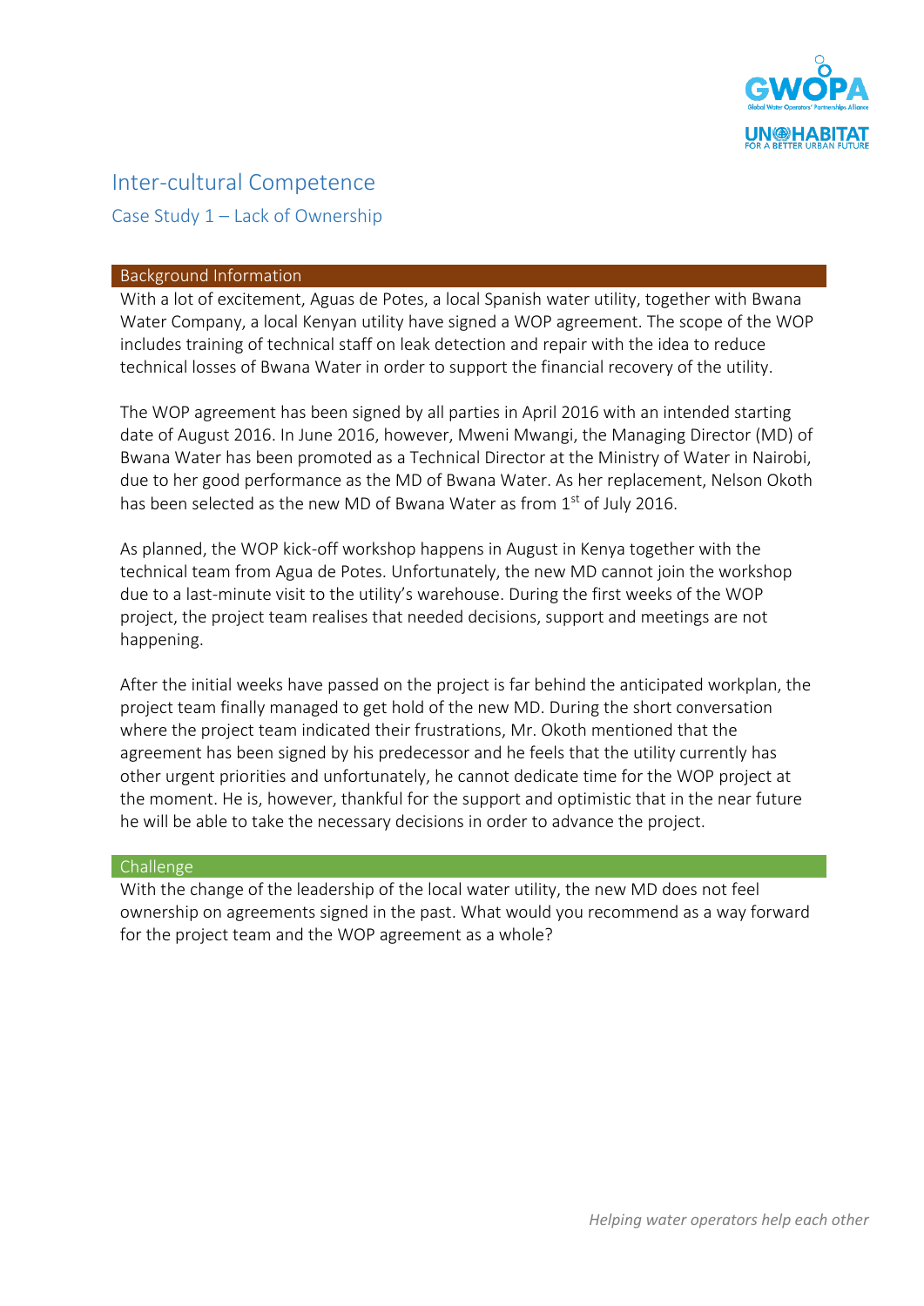# Inter-cultural Competence

## Case Study 1 – Lack of Ownership

### Background Information

With a lot of excitement, Aguas de Potes, a local Spanish water utility, together with Bwana Water Company, a local Kenyan utility have signed a WOP agreement. The scope of the WOP includes training of technical staff on leak detection and repair with the idea to reduce technical losses of Bwana Water in order to support the financial recovery of the utility.

The WOP agreement has been signed by all parties in April 2016 with an intended starting date of August 2016. In June 2016, however, Mweni Mwangi, the Managing Director (MD) of Bwana Water has been promoted as a Technical Director at the Ministry of Water in Nairobi, due to her good performance as the MD of Bwana Water. As her replacement, Nelson Okoth has been selected as the new MD of Bwana Water as from 1st of July 2016.

As planned, the WOP kick-off workshop happens in August in Kenya together with the technical team from Agua de Potes. Unfortunately, the new MD cannot join the workshop due to a last-minute visit to the utility's warehouse. During the first weeks of the WOP project, the project team realises that needed decisions, support and meetings are not happening.

After the initial weeks have passed on the project is far behind the anticipated workplan, the project team finally managed to get hold of the new MD. During the short conversation where the project team indicated their frustrations, Mr. Okoth mentioned that the agreement has been signed by his predecessor and he feels that the utility currently has other urgent priorities and unfortunately, he cannot dedicate time for the WOP project at the moment. He is, however, thankful for the support and optimistic that in the near future he will be able to take the necessary decisions in order to advance the project.

### Challenge

With the change of the leadership of the local water utility, the new MD does not feel ownership on agreements signed in the past. What would you recommend as a way forward for the project team and the WOP agreement as a whole?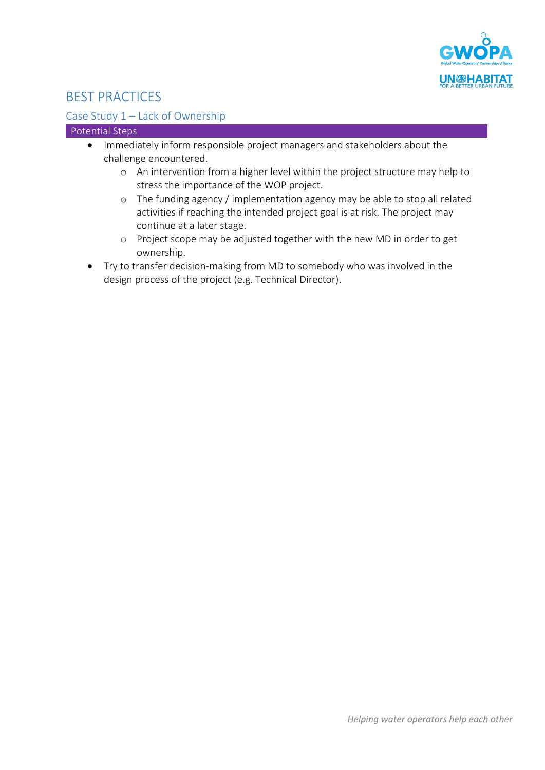# BEST PRACTICES

## Case Study 1 – Lack of Ownership

### Potential Steps

- Immediately inform responsible project managers and stakeholders about the challenge encountered.
  - An intervention from a higher level within the project structure may help to stress the importance of the WOP project.
  - The funding agency / implementation agency may be able to stop all related activities if reaching the intended project goal is at risk. The project may continue at a later stage.
  - Project scope may be adjusted together with the new MD in order to get ownership.
- Try to transfer decision-making from MD to somebody who was involved in the design process of the project (e.g. Technical Director).